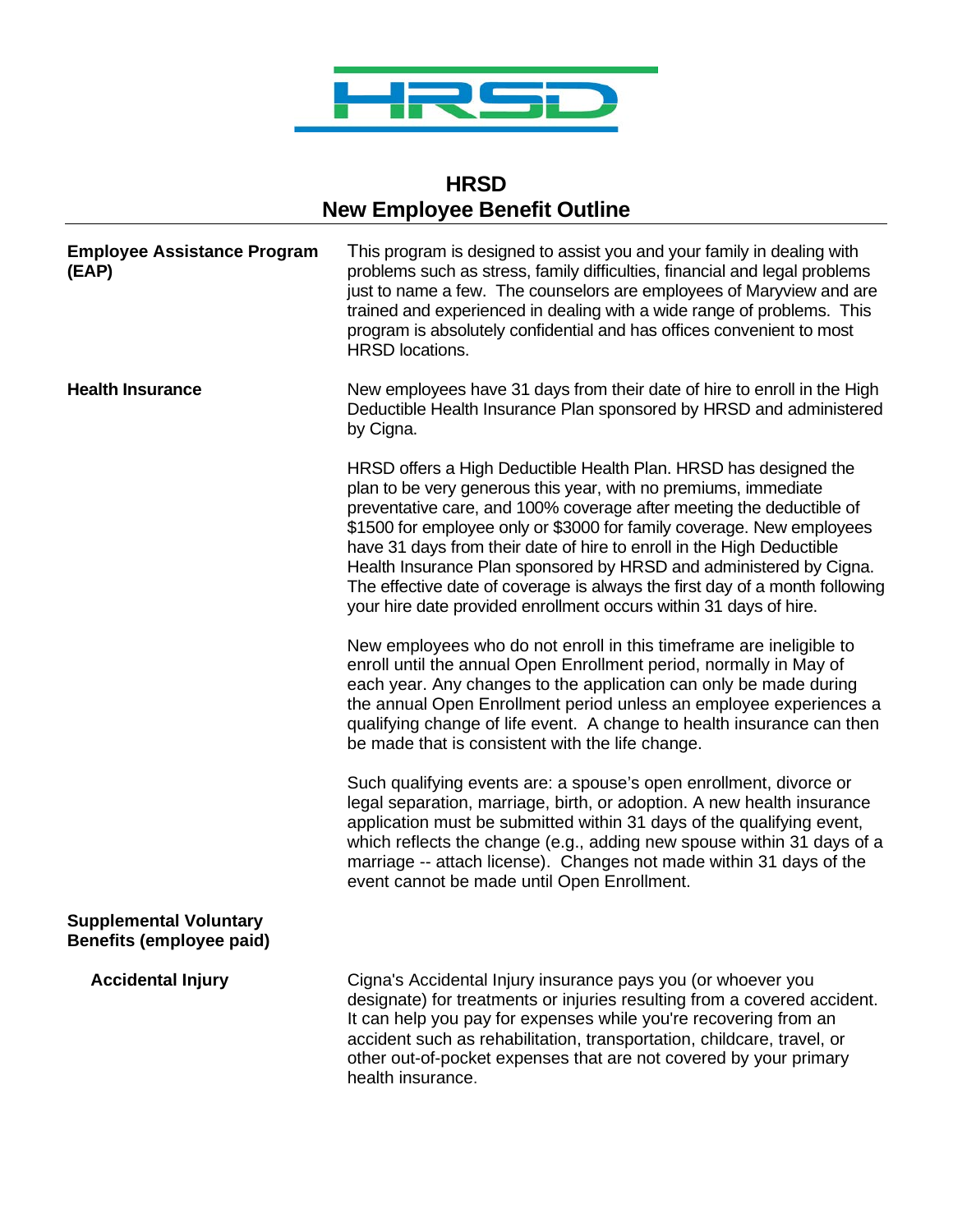# HRSD
## New Employee Benefit Outline

**Employee Assistance Program (EAP)**

This program is designed to assist you and your family in dealing with problems such as stress, family difficulties, financial and legal problems just to name a few. The counselors are employees of Maryview and are trained and experienced in dealing with a wide range of problems. This program is absolutely confidential and has offices convenient to most HRSD locations.

**Health Insurance**

New employees have 31 days from their date of hire to enroll in the High Deductible Health Insurance Plan sponsored by HRSD and administered by Cigna.

HRSD offers a High Deductible Health Plan. HRSD has designed the plan to be very generous this year, with no premiums, immediate preventative care, and 100% coverage after meeting the deductible of $1500 for employee only or $3000 for family coverage. New employees have 31 days from their date of hire to enroll in the High Deductible Health Insurance Plan sponsored by HRSD and administered by Cigna. The effective date of coverage is always the first day of a month following your hire date provided enrollment occurs within 31 days of hire.

New employees who do not enroll in this timeframe are ineligible to enroll until the annual Open Enrollment period, normally in May of each year. Any changes to the application can only be made during the annual Open Enrollment period unless an employee experiences a qualifying change of life event. A change to health insurance can then be made that is consistent with the life change.

Such qualifying events are: a spouse's open enrollment, divorce or legal separation, marriage, birth, or adoption. A new health insurance application must be submitted within 31 days of the qualifying event, which reflects the change (e.g., adding new spouse within 31 days of a marriage -- attach license). Changes not made within 31 days of the event cannot be made until Open Enrollment.

**Supplemental Voluntary Benefits (employee paid)**

**Accidental Injury**

Cigna's Accidental Injury insurance pays you (or whoever you designate) for treatments or injuries resulting from a covered accident. It can help you pay for expenses while you're recovering from an accident such as rehabilitation, transportation, childcare, travel, or other out-of-pocket expenses that are not covered by your primary health insurance.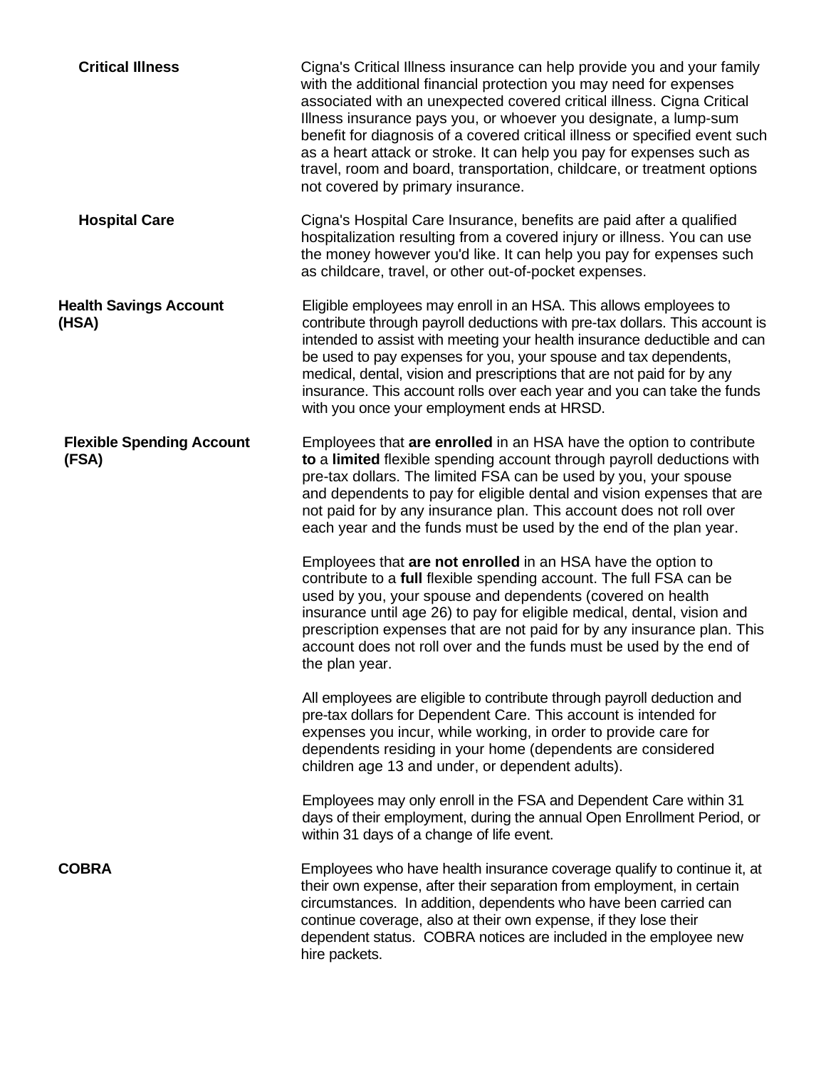**Critical Illness**

Cigna's Critical Illness insurance can help provide you and your family with the additional financial protection you may need for expenses associated with an unexpected covered critical illness. Cigna Critical Illness insurance pays you, or whoever you designate, a lump-sum benefit for diagnosis of a covered critical illness or specified event such as a heart attack or stroke. It can help you pay for expenses such as travel, room and board, transportation, childcare, or treatment options not covered by primary insurance.

**Hospital Care**

Cigna's Hospital Care Insurance, benefits are paid after a qualified hospitalization resulting from a covered injury or illness. You can use the money however you'd like. It can help you pay for expenses such as childcare, travel, or other out-of-pocket expenses.

**Health Savings Account (HSA)**

Eligible employees may enroll in an HSA. This allows employees to contribute through payroll deductions with pre-tax dollars. This account is intended to assist with meeting your health insurance deductible and can be used to pay expenses for you, your spouse and tax dependents, medical, dental, vision and prescriptions that are not paid for by any insurance. This account rolls over each year and you can take the funds with you once your employment ends at HRSD.

**Flexible Spending Account (FSA)**

Employees that **are enrolled** in an HSA have the option to contribute **to** a **limited** flexible spending account through payroll deductions with pre-tax dollars. The limited FSA can be used by you, your spouse and dependents to pay for eligible dental and vision expenses that are not paid for by any insurance plan. This account does not roll over each year and the funds must be used by the end of the plan year.

Employees that **are not enrolled** in an HSA have the option to contribute to a **full** flexible spending account. The full FSA can be used by you, your spouse and dependents (covered on health insurance until age 26) to pay for eligible medical, dental, vision and prescription expenses that are not paid for by any insurance plan. This account does not roll over and the funds must be used by the end of the plan year.

All employees are eligible to contribute through payroll deduction and pre-tax dollars for Dependent Care. This account is intended for expenses you incur, while working, in order to provide care for dependents residing in your home (dependents are considered children age 13 and under, or dependent adults).

Employees may only enroll in the FSA and Dependent Care within 31 days of their employment, during the annual Open Enrollment Period, or within 31 days of a change of life event.

**COBRA**

Employees who have health insurance coverage qualify to continue it, at their own expense, after their separation from employment, in certain circumstances. In addition, dependents who have been carried can continue coverage, also at their own expense, if they lose their dependent status. COBRA notices are included in the employee new hire packets.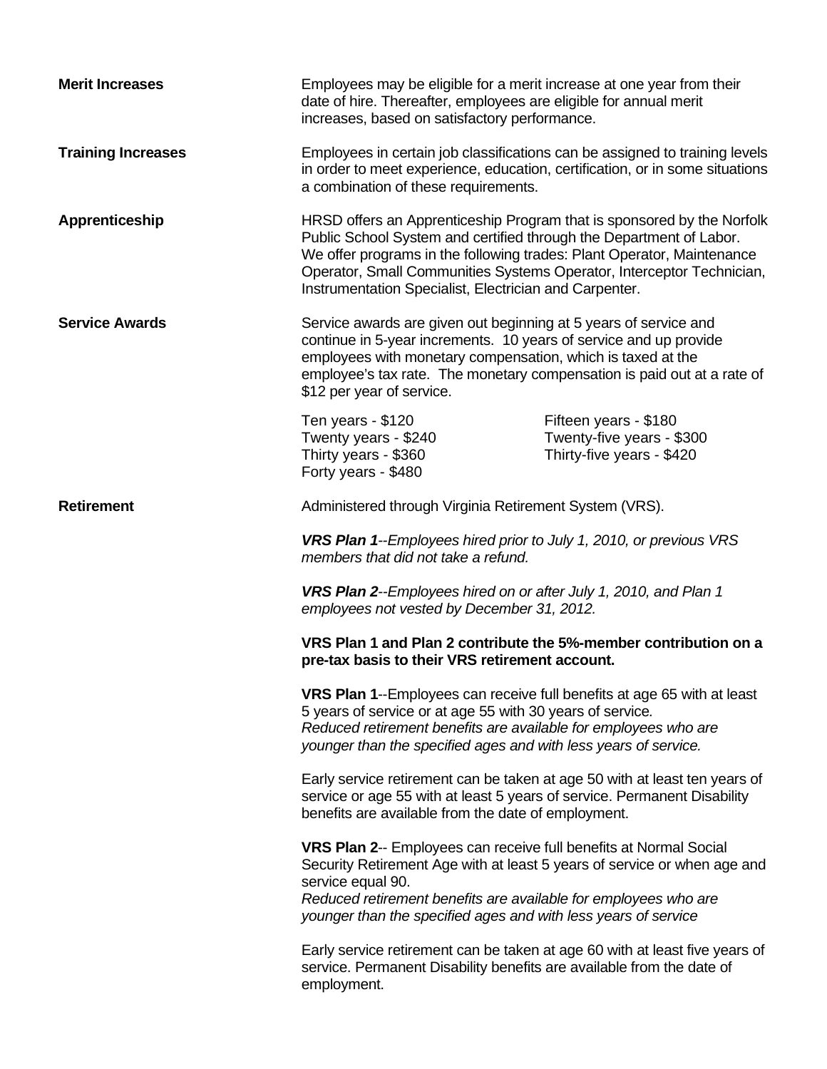**Merit Increases**

Employees may be eligible for a merit increase at one year from their date of hire. Thereafter, employees are eligible for annual merit increases, based on satisfactory performance.

**Training Increases**

Employees in certain job classifications can be assigned to training levels in order to meet experience, education, certification, or in some situations a combination of these requirements.

**Apprenticeship**

HRSD offers an Apprenticeship Program that is sponsored by the Norfolk Public School System and certified through the Department of Labor. We offer programs in the following trades: Plant Operator, Maintenance Operator, Small Communities Systems Operator, Interceptor Technician, Instrumentation Specialist, Electrician and Carpenter.

**Service Awards**

Service awards are given out beginning at 5 years of service and continue in 5-year increments. 10 years of service and up provide employees with monetary compensation, which is taxed at the employee's tax rate. The monetary compensation is paid out at a rate of $12 per year of service.

| | |
|---|---|
| Ten years - $120 | Fifteen years - $180 |
| Twenty years - $240 | Twenty-five years - $300 |
| Thirty years - $360 | Thirty-five years - $420 |
| Forty years - $480 | |

**Retirement**

Administered through Virginia Retirement System (VRS).

***VRS Plan 1****--Employees hired prior to July 1, 2010, or previous VRS members that did not take a refund.*

***VRS Plan 2****--Employees hired on or after July 1, 2010, and Plan 1 employees not vested by December 31, 2012.*

**VRS Plan 1 and Plan 2 contribute the 5%-member contribution on a pre-tax basis to their VRS retirement account.**

**VRS Plan 1**--Employees can receive full benefits at age 65 with at least 5 years of service or at age 55 with 30 years of service.
*Reduced retirement benefits are available for employees who are younger than the specified ages and with less years of service.*

Early service retirement can be taken at age 50 with at least ten years of service or age 55 with at least 5 years of service. Permanent Disability benefits are available from the date of employment.

**VRS Plan 2**-- Employees can receive full benefits at Normal Social Security Retirement Age with at least 5 years of service or when age and service equal 90.
*Reduced retirement benefits are available for employees who are younger than the specified ages and with less years of service*

Early service retirement can be taken at age 60 with at least five years of service. Permanent Disability benefits are available from the date of employment.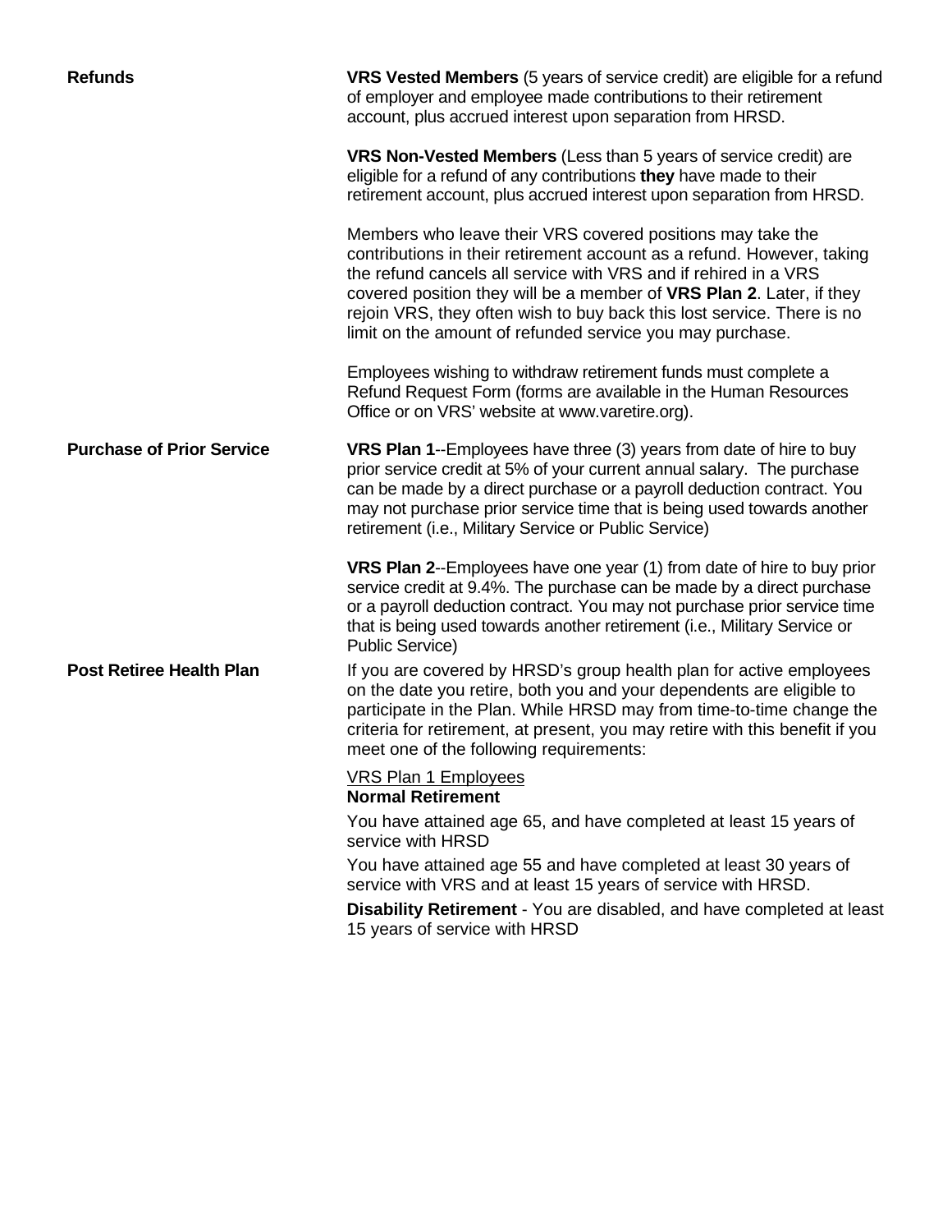**Refunds**

**VRS Vested Members** (5 years of service credit) are eligible for a refund of employer and employee made contributions to their retirement account, plus accrued interest upon separation from HRSD.

**VRS Non-Vested Members** (Less than 5 years of service credit) are eligible for a refund of any contributions **they** have made to their retirement account, plus accrued interest upon separation from HRSD.

Members who leave their VRS covered positions may take the contributions in their retirement account as a refund. However, taking the refund cancels all service with VRS and if rehired in a VRS covered position they will be a member of **VRS Plan 2**. Later, if they rejoin VRS, they often wish to buy back this lost service. There is no limit on the amount of refunded service you may purchase.

Employees wishing to withdraw retirement funds must complete a Refund Request Form (forms are available in the Human Resources Office or on VRS' website at www.varetire.org).

**Purchase of Prior Service**

**VRS Plan 1**--Employees have three (3) years from date of hire to buy prior service credit at 5% of your current annual salary. The purchase can be made by a direct purchase or a payroll deduction contract. You may not purchase prior service time that is being used towards another retirement (i.e., Military Service or Public Service)

**VRS Plan 2**--Employees have one year (1) from date of hire to buy prior service credit at 9.4%. The purchase can be made by a direct purchase or a payroll deduction contract. You may not purchase prior service time that is being used towards another retirement (i.e., Military Service or Public Service)

**Post Retiree Health Plan**

If you are covered by HRSD's group health plan for active employees on the date you retire, both you and your dependents are eligible to participate in the Plan. While HRSD may from time-to-time change the criteria for retirement, at present, you may retire with this benefit if you meet one of the following requirements:

<u>VRS Plan 1 Employees</u>

**Normal Retirement**

You have attained age 65, and have completed at least 15 years of service with HRSD

You have attained age 55 and have completed at least 30 years of service with VRS and at least 15 years of service with HRSD.

**Disability Retirement** - You are disabled, and have completed at least 15 years of service with HRSD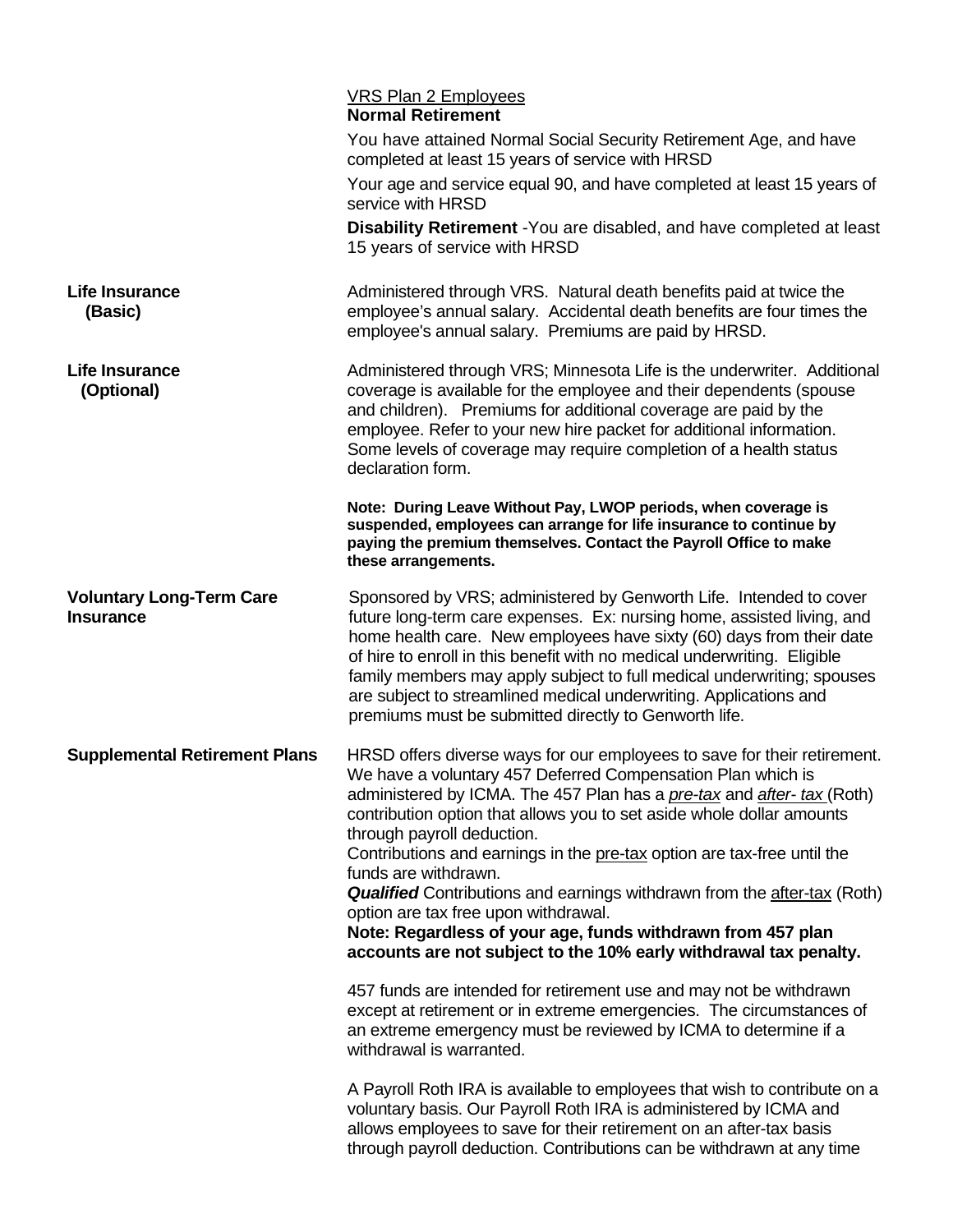<u>VRS Plan 2 Employees</u>

**Normal Retirement**

You have attained Normal Social Security Retirement Age, and have completed at least 15 years of service with HRSD

Your age and service equal 90, and have completed at least 15 years of service with HRSD

**Disability Retirement** -You are disabled, and have completed at least 15 years of service with HRSD

**Life Insurance (Basic)**

Administered through VRS. Natural death benefits paid at twice the employee's annual salary. Accidental death benefits are four times the employee's annual salary. Premiums are paid by HRSD.

**Life Insurance (Optional)**

Administered through VRS; Minnesota Life is the underwriter. Additional coverage is available for the employee and their dependents (spouse and children). Premiums for additional coverage are paid by the employee. Refer to your new hire packet for additional information. Some levels of coverage may require completion of a health status declaration form.

**Note: During Leave Without Pay, LWOP periods, when coverage is suspended, employees can arrange for life insurance to continue by paying the premium themselves. Contact the Payroll Office to make these arrangements.**

**Voluntary Long-Term Care Insurance**

Sponsored by VRS; administered by Genworth Life. Intended to cover future long-term care expenses. Ex: nursing home, assisted living, and home health care. New employees have sixty (60) days from their date of hire to enroll in this benefit with no medical underwriting. Eligible family members may apply subject to full medical underwriting; spouses are subject to streamlined medical underwriting. Applications and premiums must be submitted directly to Genworth life.

**Supplemental Retirement Plans**

HRSD offers diverse ways for our employees to save for their retirement. We have a voluntary 457 Deferred Compensation Plan which is administered by ICMA. The 457 Plan has a <u>*pre-tax*</u> and <u>*after- tax*</u> (Roth) contribution option that allows you to set aside whole dollar amounts through payroll deduction.

Contributions and earnings in the <u>pre-tax</u> option are tax-free until the funds are withdrawn.

***Qualified*** Contributions and earnings withdrawn from the <u>after-tax</u> (Roth) option are tax free upon withdrawal.

**Note: Regardless of your age, funds withdrawn from 457 plan accounts are not subject to the 10% early withdrawal tax penalty.**

457 funds are intended for retirement use and may not be withdrawn except at retirement or in extreme emergencies. The circumstances of an extreme emergency must be reviewed by ICMA to determine if a withdrawal is warranted.

A Payroll Roth IRA is available to employees that wish to contribute on a voluntary basis. Our Payroll Roth IRA is administered by ICMA and allows employees to save for their retirement on an after-tax basis through payroll deduction. Contributions can be withdrawn at any time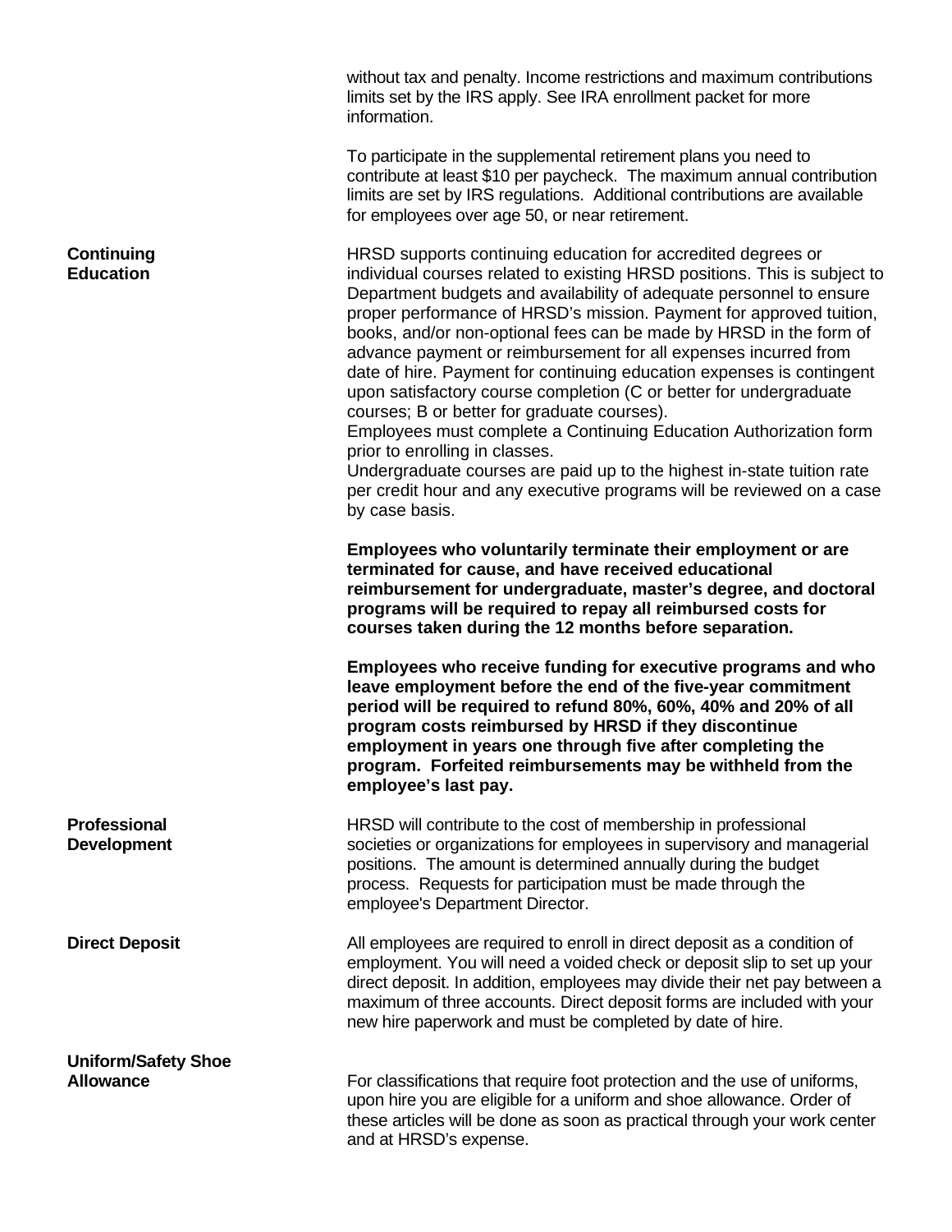without tax and penalty. Income restrictions and maximum contributions limits set by the IRS apply. See IRA enrollment packet for more information.

To participate in the supplemental retirement plans you need to contribute at least $10 per paycheck. The maximum annual contribution limits are set by IRS regulations. Additional contributions are available for employees over age 50, or near retirement.

**Continuing Education**

HRSD supports continuing education for accredited degrees or individual courses related to existing HRSD positions. This is subject to Department budgets and availability of adequate personnel to ensure proper performance of HRSD's mission. Payment for approved tuition, books, and/or non-optional fees can be made by HRSD in the form of advance payment or reimbursement for all expenses incurred from date of hire. Payment for continuing education expenses is contingent upon satisfactory course completion (C or better for undergraduate courses; B or better for graduate courses).
Employees must complete a Continuing Education Authorization form prior to enrolling in classes.
Undergraduate courses are paid up to the highest in-state tuition rate per credit hour and any executive programs will be reviewed on a case by case basis.

**Employees who voluntarily terminate their employment or are terminated for cause, and have received educational reimbursement for undergraduate, master's degree, and doctoral programs will be required to repay all reimbursed costs for courses taken during the 12 months before separation.**

**Employees who receive funding for executive programs and who leave employment before the end of the five-year commitment period will be required to refund 80%, 60%, 40% and 20% of all program costs reimbursed by HRSD if they discontinue employment in years one through five after completing the program. Forfeited reimbursements may be withheld from the employee's last pay.**

**Professional Development**

HRSD will contribute to the cost of membership in professional societies or organizations for employees in supervisory and managerial positions. The amount is determined annually during the budget process. Requests for participation must be made through the employee's Department Director.

**Direct Deposit**

All employees are required to enroll in direct deposit as a condition of employment. You will need a voided check or deposit slip to set up your direct deposit. In addition, employees may divide their net pay between a maximum of three accounts. Direct deposit forms are included with your new hire paperwork and must be completed by date of hire.

**Uniform/Safety Shoe Allowance**

For classifications that require foot protection and the use of uniforms, upon hire you are eligible for a uniform and shoe allowance. Order of these articles will be done as soon as practical through your work center and at HRSD's expense.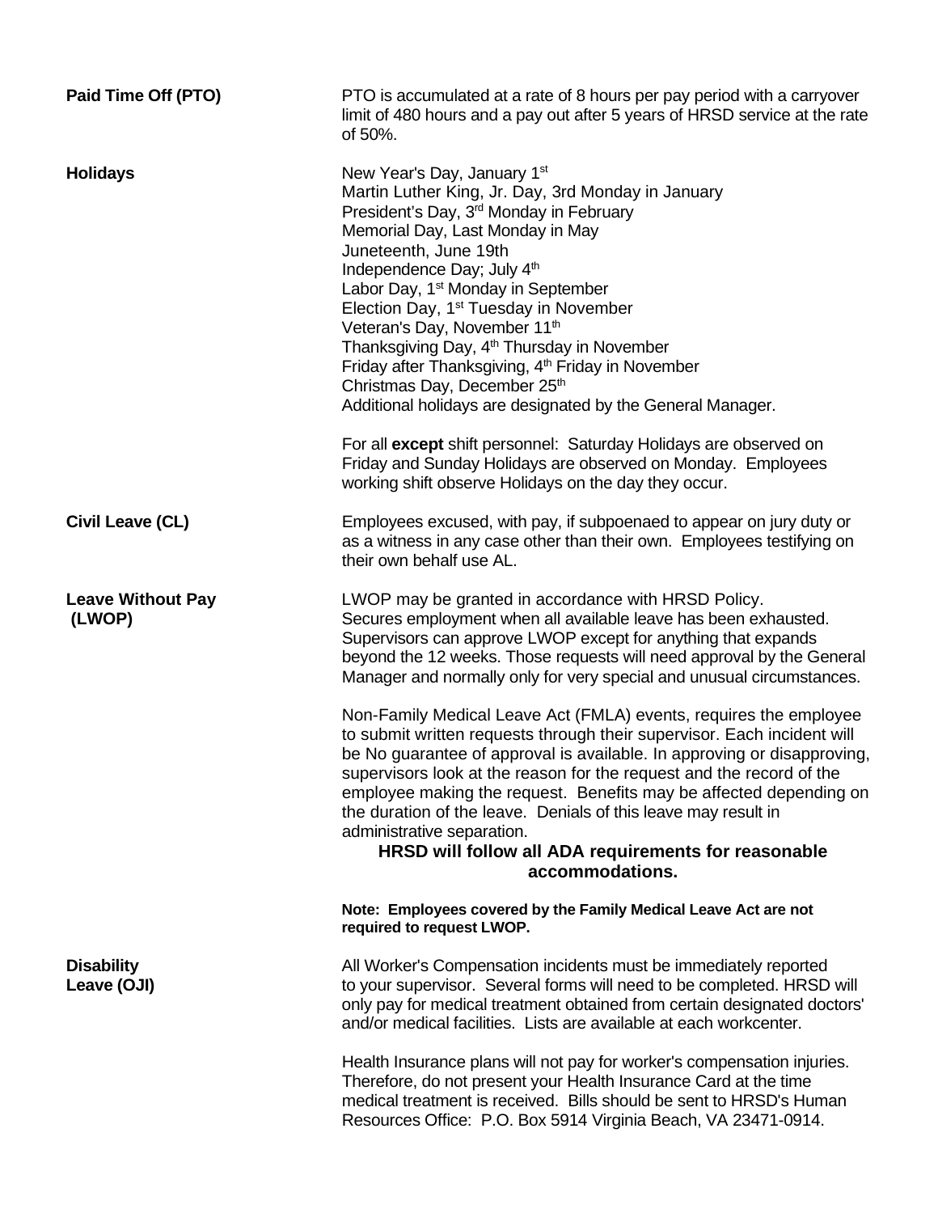**Paid Time Off (PTO)**

PTO is accumulated at a rate of 8 hours per pay period with a carryover limit of 480 hours and a pay out after 5 years of HRSD service at the rate of 50%.

**Holidays**

New Year's Day, January 1st
Martin Luther King, Jr. Day, 3rd Monday in January
President's Day, 3rd Monday in February
Memorial Day, Last Monday in May
Juneteenth, June 19th
Independence Day; July 4th
Labor Day, 1st Monday in September
Election Day, 1st Tuesday in November
Veteran's Day, November 11th
Thanksgiving Day, 4th Thursday in November
Friday after Thanksgiving, 4th Friday in November
Christmas Day, December 25th
Additional holidays are designated by the General Manager.

For all **except** shift personnel: Saturday Holidays are observed on Friday and Sunday Holidays are observed on Monday. Employees working shift observe Holidays on the day they occur.

**Civil Leave (CL)**

Employees excused, with pay, if subpoenaed to appear on jury duty or as a witness in any case other than their own. Employees testifying on their own behalf use AL.

**Leave Without Pay (LWOP)**

LWOP may be granted in accordance with HRSD Policy. Secures employment when all available leave has been exhausted. Supervisors can approve LWOP except for anything that expands beyond the 12 weeks. Those requests will need approval by the General Manager and normally only for very special and unusual circumstances.

Non-Family Medical Leave Act (FMLA) events, requires the employee to submit written requests through their supervisor. Each incident will be No guarantee of approval is available. In approving or disapproving, supervisors look at the reason for the request and the record of the employee making the request. Benefits may be affected depending on the duration of the leave. Denials of this leave may result in administrative separation.

**HRSD will follow all ADA requirements for reasonable accommodations.**

**Note: Employees covered by the Family Medical Leave Act are not required to request LWOP.**

**Disability Leave (OJI)**

All Worker's Compensation incidents must be immediately reported to your supervisor. Several forms will need to be completed. HRSD will only pay for medical treatment obtained from certain designated doctors' and/or medical facilities. Lists are available at each workcenter.

Health Insurance plans will not pay for worker's compensation injuries. Therefore, do not present your Health Insurance Card at the time medical treatment is received. Bills should be sent to HRSD's Human Resources Office: P.O. Box 5914 Virginia Beach, VA 23471-0914.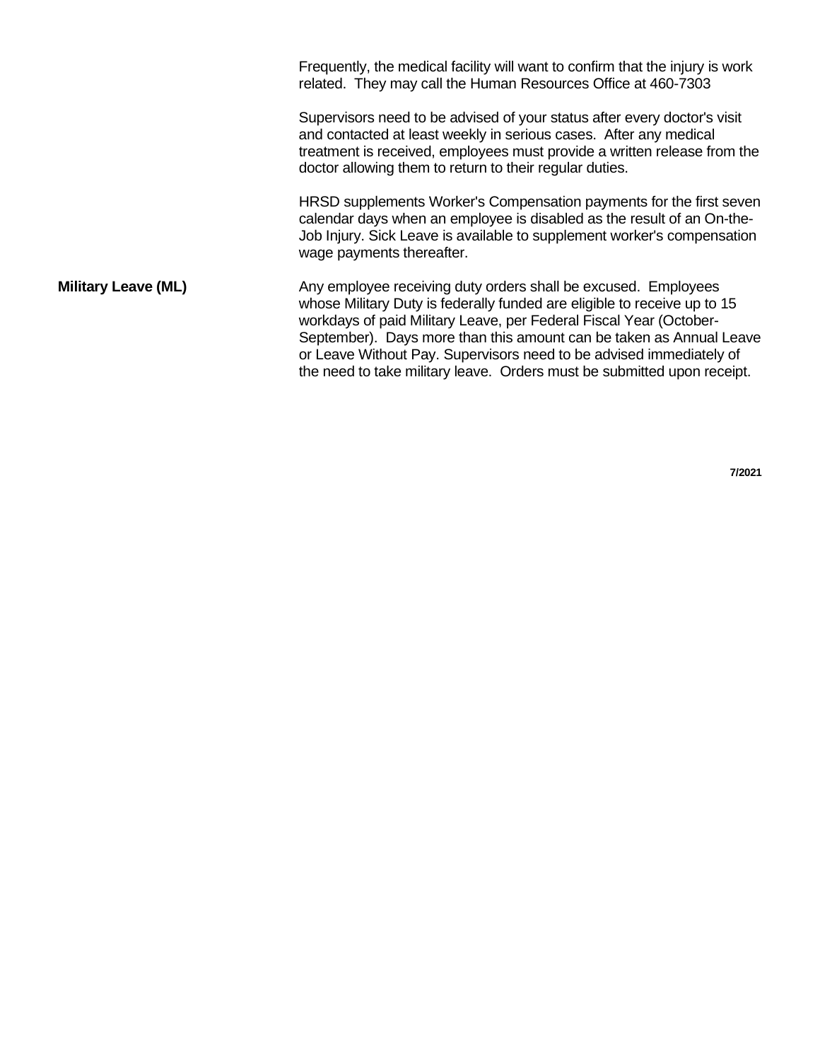Frequently, the medical facility will want to confirm that the injury is work related. They may call the Human Resources Office at 460-7303

Supervisors need to be advised of your status after every doctor's visit and contacted at least weekly in serious cases. After any medical treatment is received, employees must provide a written release from the doctor allowing them to return to their regular duties.

HRSD supplements Worker's Compensation payments for the first seven calendar days when an employee is disabled as the result of an On-the-Job Injury. Sick Leave is available to supplement worker's compensation wage payments thereafter.

**Military Leave (ML)**

Any employee receiving duty orders shall be excused. Employees whose Military Duty is federally funded are eligible to receive up to 15 workdays of paid Military Leave, per Federal Fiscal Year (October-September). Days more than this amount can be taken as Annual Leave or Leave Without Pay. Supervisors need to be advised immediately of the need to take military leave. Orders must be submitted upon receipt.

**7/2021**